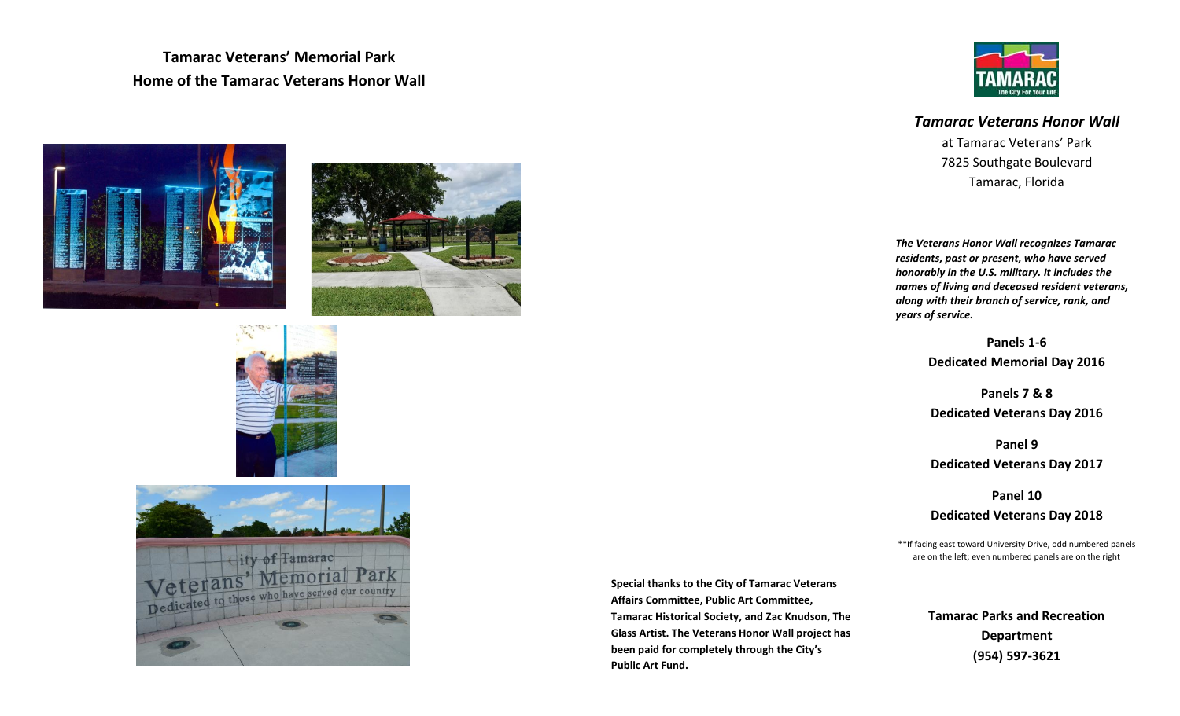## Tamarac Veterans' Memorial Park
## Home of the Tamarac Veterans Honor Wall

**Special thanks to the City of Tamarac Veterans Affairs Committee, Public Art Committee, Tamarac Historical Society, and Zac Knudson, The Glass Artist. The Veterans Honor Wall project has been paid for completely through the City's Public Art Fund.**

# *Tamarac Veterans Honor Wall*

at Tamarac Veterans' Park
7825 Southgate Boulevard
Tamarac, Florida

***The Veterans Honor Wall recognizes Tamarac residents, past or present, who have served honorably in the U.S. military. It includes the names of living and deceased resident veterans, along with their branch of service, rank, and years of service.***

**Panels 1-6**
**Dedicated Memorial Day 2016**

**Panels 7 & 8**
**Dedicated Veterans Day 2016**

**Panel 9**
**Dedicated Veterans Day 2017**

**Panel 10**
**Dedicated Veterans Day 2018**

**If facing east toward University Drive, odd numbered panels are on the left; even numbered panels are on the right

**Tamarac Parks and Recreation Department**
**(954) 597-3621**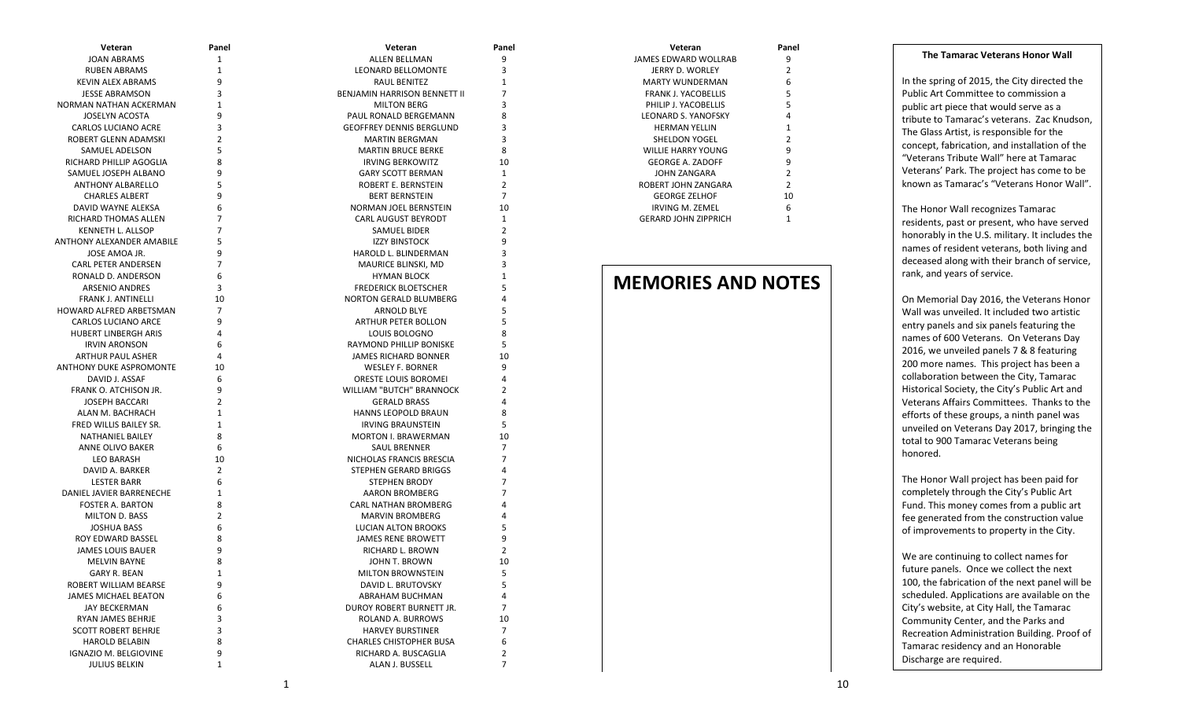| Veteran | Panel |
|---|---|
| JOAN ABRAMS | 1 |
| RUBEN ABRAMS | 1 |
| KEVIN ALEX ABRAMS | 9 |
| JESSE ABRAMSON | 3 |
| NORMAN NATHAN ACKERMAN | 1 |
| JOSELYN ACOSTA | 9 |
| CARLOS LUCIANO ACRE | 3 |
| ROBERT GLENN ADAMSKI | 2 |
| SAMUEL ADELSON | 5 |
| RICHARD PHILLIP AGOGLIA | 8 |
| SAMUEL JOSEPH ALBANO | 9 |
| ANTHONY ALBARELLO | 5 |
| CHARLES ALBERT | 9 |
| DAVID WAYNE ALEKSA | 6 |
| RICHARD THOMAS ALLEN | 7 |
| KENNETH L. ALLSOP | 7 |
| ANTHONY ALEXANDER AMABILE | 5 |
| JOSE AMOA JR. | 9 |
| CARL PETER ANDERSEN | 7 |
| RONALD D. ANDERSON | 6 |
| ARSENIO ANDRES | 3 |
| FRANK J. ANTINELLI | 10 |
| HOWARD ALFRED ARBETSMAN | 7 |
| CARLOS LUCIANO ARCE | 9 |
| HUBERT LINBERGH ARIS | 4 |
| IRVIN ARONSON | 6 |
| ARTHUR PAUL ASHER | 4 |
| ANTHONY DUKE ASPROMONTE | 10 |
| DAVID J. ASSAF | 6 |
| FRANK O. ATCHISON JR. | 9 |
| JOSEPH BACCARI | 2 |
| ALAN M. BACHRACH | 1 |
| FRED WILLIS BAILEY SR. | 1 |
| NATHANIEL BAILEY | 8 |
| ANNE OLIVO BAKER | 6 |
| LEO BARASH | 10 |
| DAVID A. BARKER | 2 |
| LESTER BARR | 6 |
| DANIEL JAVIER BARRENECHE | 1 |
| FOSTER A. BARTON | 8 |
| MILTON D. BASS | 2 |
| JOSHUA BASS | 6 |
| ROY EDWARD BASSEL | 8 |
| JAMES LOUIS BAUER | 9 |
| MELVIN BAYNE | 8 |
| GARY R. BEAN | 1 |
| ROBERT WILLIAM BEARSE | 9 |
| JAMES MICHAEL BEATON | 6 |
| JAY BECKERMAN | 6 |
| RYAN JAMES BEHRJE | 3 |
| SCOTT ROBERT BEHRJE | 3 |
| HAROLD BELABIN | 8 |
| IGNAZIO M. BELGIOVINE | 9 |
| JULIUS BELKIN | 1 |
| ALLEN BELLMAN | 9 |
| LEONARD BELLOMONTE | 3 |
| RAUL BENITEZ | 1 |
| BENJAMIN HARRISON BENNETT II | 7 |
| MILTON BERG | 3 |
| PAUL RONALD BERGEMANN | 8 |
| GEOFFREY DENNIS BERGLUND | 3 |
| MARTIN BERGMAN | 3 |
| MARTIN BRUCE BERKE | 8 |
| IRVING BERKOWITZ | 10 |
| GARY SCOTT BERMAN | 1 |
| ROBERT E. BERNSTEIN | 2 |
| BERT BERNSTEIN | 7 |
| NORMAN JOEL BERNSTEIN | 10 |
| CARL AUGUST BEYRODT | 1 |
| SAMUEL BIDER | 2 |
| IZZY BINSTOCK | 9 |
| HAROLD L. BLINDERMAN | 3 |
| MAURICE BLINSKI, MD | 3 |
| HYMAN BLOCK | 1 |
| FREDERICK BLOETSCHER | 5 |
| NORTON GERALD BLUMBERG | 4 |
| ARNOLD BLYE | 5 |
| ARTHUR PETER BOLLON | 5 |
| LOUIS BOLOGNO | 8 |
| RAYMOND PHILLIP BONISKE | 5 |
| JAMES RICHARD BONNER | 10 |
| WESLEY F. BORNER | 9 |
| ORESTE LOUIS BOROMEI | 4 |
| WILLIAM "BUTCH" BRANNOCK | 2 |
| GERALD BRASS | 4 |
| HANNS LEOPOLD BRAUN | 8 |
| IRVING BRAUNSTEIN | 5 |
| MORTON I. BRAWERMAN | 10 |
| SAUL BRENNER | 7 |
| NICHOLAS FRANCIS BRESCIA | 7 |
| STEPHEN GERARD BRIGGS | 4 |
| STEPHEN BRODY | 7 |
| AARON BROMBERG | 7 |
| CARL NATHAN BROMBERG | 4 |
| MARVIN BROMBERG | 4 |
| LUCIAN ALTON BROOKS | 5 |
| JAMES RENE BROWETT | 9 |
| RICHARD L. BROWN | 2 |
| JOHN T. BROWN | 10 |
| MILTON BROWNSTEIN | 5 |
| DAVID L. BRUTOVSKY | 5 |
| ABRAHAM BUCHMAN | 4 |
| DUROY ROBERT BURNETT JR. | 7 |
| ROLAND A. BURROWS | 10 |
| HARVEY BURSTINER | 7 |
| CHARLES CHISTOPHER BUSA | 6 |
| RICHARD A. BUSCAGLIA | 2 |
| ALAN J. BUSSELL | 7 |

| Veteran | Panel |
|---|---|
| JAMES EDWARD WOLLRAB | 9 |
| JERRY D. WORLEY | 2 |
| MARTY WUNDERMAN | 6 |
| FRANK J. YACOBELLIS | 5 |
| PHILIP J. YACOBELLIS | 5 |
| LEONARD S. YANOFSKY | 4 |
| HERMAN YELLIN | 1 |
| SHELDON YOGEL | 2 |
| WILLIE HARRY YOUNG | 9 |
| GEORGE A. ZADOFF | 9 |
| JOHN ZANGARA | 2 |
| ROBERT JOHN ZANGARA | 2 |
| GEORGE ZELHOF | 10 |
| IRVING M. ZEMEL | 6 |
| GERARD JOHN ZIPPRICH | 1 |

# MEMORIES AND NOTES

### The Tamarac Veterans Honor Wall

In the spring of 2015, the City directed the Public Art Committee to commission a public art piece that would serve as a tribute to Tamarac's veterans. Zac Knudson, The Glass Artist, is responsible for the concept, fabrication, and installation of the "Veterans Tribute Wall" here at Tamarac Veterans' Park. The project has come to be known as Tamarac's "Veterans Honor Wall".

The Honor Wall recognizes Tamarac residents, past or present, who have served honorably in the U.S. military. It includes the names of resident veterans, both living and deceased along with their branch of service, rank, and years of service.

On Memorial Day 2016, the Veterans Honor Wall was unveiled. It included two artistic entry panels and six panels featuring the names of 600 Veterans. On Veterans Day 2016, we unveiled panels 7 & 8 featuring 200 more names. This project has been a collaboration between the City, Tamarac Historical Society, the City's Public Art and Veterans Affairs Committees. Thanks to the efforts of these groups, a ninth panel was unveiled on Veterans Day 2017, bringing the total to 900 Tamarac Veterans being honored.

The Honor Wall project has been paid for completely through the City's Public Art Fund. This money comes from a public art fee generated from the construction value of improvements to property in the City.

We are continuing to collect names for future panels. Once we collect the next 100, the fabrication of the next panel will be scheduled. Applications are available on the City's website, at City Hall, the Tamarac Community Center, and the Parks and Recreation Administration Building. Proof of Tamarac residency and an Honorable Discharge are required.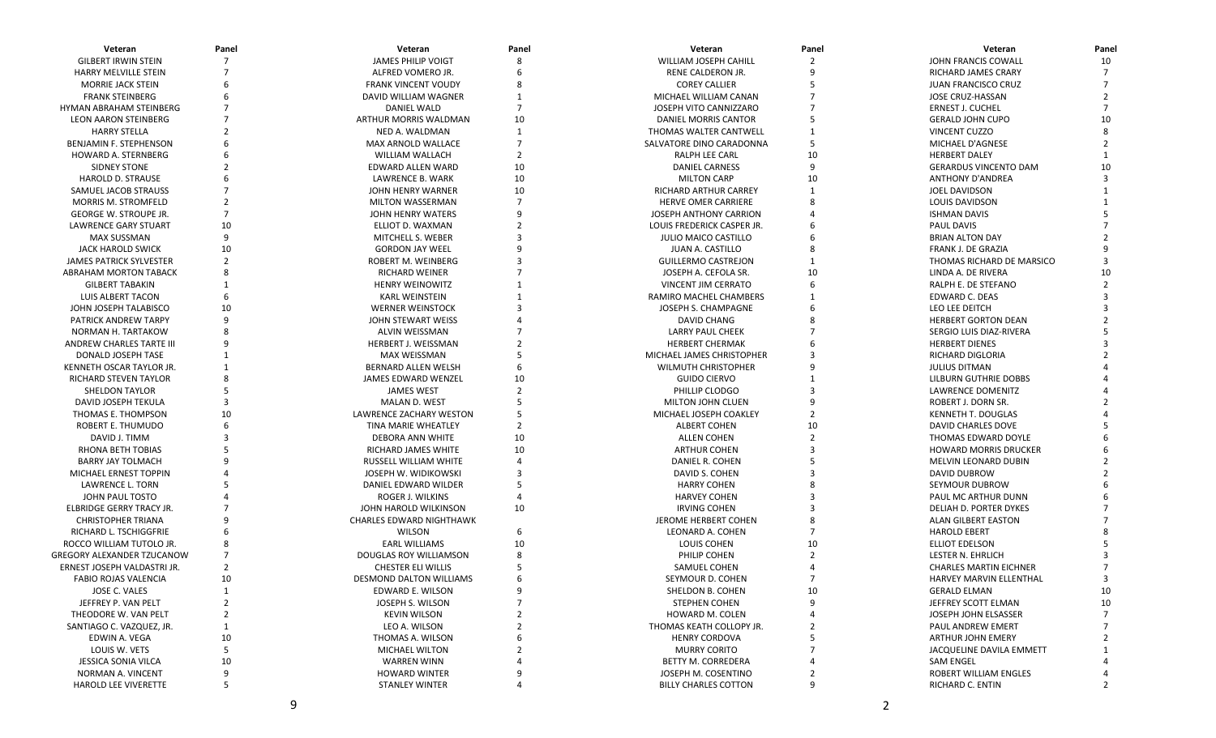| Veteran | Panel |
|---|---|
| GILBERT IRWIN STEIN | 7 |
| HARRY MELVILLE STEIN | 7 |
| MORRIE JACK STEIN | 6 |
| FRANK STEINBERG | 6 |
| HYMAN ABRAHAM STEINBERG | 7 |
| LEON AARON STEINBERG | 7 |
| HARRY STELLA | 2 |
| BENJAMIN F. STEPHENSON | 6 |
| HOWARD A. STERNBERG | 6 |
| SIDNEY STONE | 2 |
| HAROLD D. STRAUSE | 6 |
| SAMUEL JACOB STRAUSS | 7 |
| MORRIS M. STROMFELD | 2 |
| GEORGE W. STROUPE JR. | 7 |
| LAWRENCE GARY STUART | 10 |
| MAX SUSSMAN | 9 |
| JACK HAROLD SWICK | 10 |
| JAMES PATRICK SYLVESTER | 2 |
| ABRAHAM MORTON TABACK | 8 |
| GILBERT TABAKIN | 1 |
| LUIS ALBERT TACON | 6 |
| JOHN JOSEPH TALABISCO | 10 |
| PATRICK ANDREW TARPY | 9 |
| NORMAN H. TARTAKOW | 8 |
| ANDREW CHARLES TARTE III | 9 |
| DONALD JOSEPH TASE | 1 |
| KENNETH OSCAR TAYLOR JR. | 1 |
| RICHARD STEVEN TAYLOR | 8 |
| SHELDON TAYLOR | 5 |
| DAVID JOSEPH TEKULA | 3 |
| THOMAS E. THOMPSON | 10 |
| ROBERT E. THUMUDO | 6 |
| DAVID J. TIMM | 3 |
| RHONA BETH TOBIAS | 5 |
| BARRY JAY TOLMACH | 9 |
| MICHAEL ERNEST TOPPIN | 4 |
| LAWRENCE L. TORN | 5 |
| JOHN PAUL TOSTO | 4 |
| ELBRIDGE GERRY TRACY JR. | 7 |
| CHRISTOPHER TRIANA | 9 |
| RICHARD L. TSCHIGGFRIE | 6 |
| ROCCO WILLIAM TUTOLO JR. | 8 |
| GREGORY ALEXANDER TZUCANOW | 7 |
| ERNEST JOSEPH VALDASTRI JR. | 2 |
| FABIO ROJAS VALENCIA | 10 |
| JOSE C. VALES | 1 |
| JEFFREY P. VAN PELT | 2 |
| THEODORE W. VAN PELT | 2 |
| SANTIAGO C. VAZQUEZ, JR. | 1 |
| EDWIN A. VEGA | 10 |
| LOUIS W. VETS | 5 |
| JESSICA SONIA VILCA | 10 |
| NORMAN A. VINCENT | 9 |
| HAROLD LEE VIVERETTE | 5 |

| Veteran | Panel |
|---|---|
| JAMES PHILIP VOIGT | 8 |
| ALFRED VOMERO JR. | 6 |
| FRANK VINCENT VOUDY | 8 |
| DAVID WILLIAM WAGNER | 1 |
| DANIEL WALD | 7 |
| ARTHUR MORRIS WALDMAN | 10 |
| NED A. WALDMAN | 1 |
| MAX ARNOLD WALLACE | 7 |
| WILLIAM WALLACH | 2 |
| EDWARD ALLEN WARD | 10 |
| LAWRENCE B. WARK | 10 |
| JOHN HENRY WARNER | 10 |
| MILTON WASSERMAN | 7 |
| JOHN HENRY WATERS | 9 |
| ELLIOT D. WAXMAN | 2 |
| MITCHELL S. WEBER | 3 |
| GORDON JAY WEEL | 9 |
| ROBERT M. WEINBERG | 3 |
| RICHARD WEINER | 7 |
| HENRY WEINOWITZ | 1 |
| KARL WEINSTEIN | 1 |
| WERNER WEINSTOCK | 3 |
| JOHN STEWART WEISS | 4 |
| ALVIN WEISSMAN | 7 |
| HERBERT J. WEISSMAN | 2 |
| MAX WEISSMAN | 5 |
| BERNARD ALLEN WELSH | 6 |
| JAMES EDWARD WENZEL | 10 |
| JAMES WEST | 2 |
| MALAN D. WEST | 5 |
| LAWRENCE ZACHARY WESTON | 5 |
| TINA MARIE WHEATLEY | 2 |
| DEBORA ANN WHITE | 10 |
| RICHARD JAMES WHITE | 10 |
| RUSSELL WILLIAM WHITE | 4 |
| JOSEPH W. WIDIKOWSKI | 3 |
| DANIEL EDWARD WILDER | 5 |
| ROGER J. WILKINS | 4 |
| JOHN HAROLD WILKINSON | 10 |
| CHARLES EDWARD NIGHTHAWK WILSON | 6 |
| EARL WILLIAMS | 10 |
| DOUGLAS ROY WILLIAMSON | 8 |
| CHESTER ELI WILLIS | 5 |
| DESMOND DALTON WILLIAMS | 6 |
| EDWARD E. WILSON | 9 |
| JOSEPH S. WILSON | 7 |
| KEVIN WILSON | 2 |
| LEO A. WILSON | 2 |
| THOMAS A. WILSON | 6 |
| MICHAEL WILTON | 2 |
| WARREN WINN | 4 |
| HOWARD WINTER | 9 |
| STANLEY WINTER | 4 |

| Veteran | Panel |
|---|---|
| WILLIAM JOSEPH CAHILL | 2 |
| RENE CALDERON JR. | 9 |
| COREY CALLIER | 5 |
| MICHAEL WILLIAM CANAN | 7 |
| JOSEPH VITO CANNIZZARO | 7 |
| DANIEL MORRIS CANTOR | 5 |
| THOMAS WALTER CANTWELL | 1 |
| SALVATORE DINO CARADONNA | 5 |
| RALPH LEE CARL | 10 |
| DANIEL CARNESS | 9 |
| MILTON CARP | 10 |
| RICHARD ARTHUR CARREY | 1 |
| HERVE OMER CARRIERE | 8 |
| JOSEPH ANTHONY CARRION | 4 |
| LOUIS FREDERICK CASPER JR. | 6 |
| JULIO MAICO CASTILLO | 6 |
| JUAN A. CASTILLO | 8 |
| GUILLERMO CASTREJON | 1 |
| JOSEPH A. CEFOLA SR. | 10 |
| VINCENT JIM CERRATO | 6 |
| RAMIRO MACHEL CHAMBERS | 1 |
| JOSEPH S. CHAMPAGNE | 6 |
| DAVID CHANG | 8 |
| LARRY PAUL CHEEK | 7 |
| HERBERT CHERMAK | 6 |
| MICHAEL JAMES CHRISTOPHER | 3 |
| WILMUTH CHRISTOPHER | 9 |
| GUIDO CIERVO | 1 |
| PHILLIP CLODGO | 3 |
| MILTON JOHN CLUEN | 9 |
| MICHAEL JOSEPH COAKLEY | 2 |
| ALBERT COHEN | 10 |
| ALLEN COHEN | 2 |
| ARTHUR COHEN | 3 |
| DANIEL R. COHEN | 5 |
| DAVID S. COHEN | 3 |
| HARRY COHEN | 8 |
| HARVEY COHEN | 3 |
| IRVING COHEN | 3 |
| JEROME HERBERT COHEN | 8 |
| LEONARD A. COHEN | 7 |
| LOUIS COHEN | 10 |
| PHILIP COHEN | 2 |
| SAMUEL COHEN | 4 |
| SEYMOUR D. COHEN | 7 |
| SHELDON B. COHEN | 10 |
| STEPHEN COHEN | 9 |
| HOWARD M. COLEN | 4 |
| THOMAS KEATH COLLOPY JR. | 2 |
| HENRY CORDOVA | 5 |
| MURRY CORITO | 7 |
| BETTY M. CORREDERA | 4 |
| JOSEPH M. COSENTINO | 2 |
| BILLY CHARLES COTTON | 9 |

| Veteran | Panel |
|---|---|
| JOHN FRANCIS COWALL | 10 |
| RICHARD JAMES CRARY | 7 |
| JUAN FRANCISCO CRUZ | 7 |
| JOSE CRUZ-HASSAN | 2 |
| ERNEST J. CUCHEL | 7 |
| GERALD JOHN CUPO | 10 |
| VINCENT CUZZO | 8 |
| MICHAEL D'AGNESE | 2 |
| HERBERT DALEY | 1 |
| GERARDUS VINCENTO DAM | 10 |
| ANTHONY D'ANDREA | 3 |
| JOEL DAVIDSON | 1 |
| LOUIS DAVIDSON | 1 |
| ISHMAN DAVIS | 5 |
| PAUL DAVIS | 7 |
| BRIAN ALTON DAY | 2 |
| FRANK J. DE GRAZIA | 9 |
| THOMAS RICHARD DE MARSICO | 3 |
| LINDA A. DE RIVERA | 10 |
| RALPH E. DE STEFANO | 2 |
| EDWARD C. DEAS | 3 |
| LEO LEE DEITCH | 3 |
| HERBERT GORTON DEAN | 2 |
| SERGIO LUIS DIAZ-RIVERA | 5 |
| HERBERT DIENES | 3 |
| RICHARD DIGLORIA | 2 |
| JULIUS DITMAN | 4 |
| LILBURN GUTHRIE DOBBS | 4 |
| LAWRENCE DOMENITZ | 4 |
| ROBERT J. DORN SR. | 2 |
| KENNETH T. DOUGLAS | 4 |
| DAVID CHARLES DOVE | 5 |
| THOMAS EDWARD DOYLE | 6 |
| HOWARD MORRIS DRUCKER | 6 |
| MELVIN LEONARD DUBIN | 2 |
| DAVID DUBROW | 2 |
| SEYMOUR DUBROW | 6 |
| PAUL MC ARTHUR DUNN | 6 |
| DELIAH D. PORTER DYKES | 7 |
| ALAN GILBERT EASTON | 7 |
| HAROLD EBERT | 8 |
| ELLIOT EDELSON | 5 |
| LESTER N. EHRLICH | 3 |
| CHARLES MARTIN EICHNER | 7 |
| HARVEY MARVIN ELLENTHAL | 3 |
| GERALD ELMAN | 10 |
| JEFFREY SCOTT ELMAN | 10 |
| JOSEPH JOHN ELSASSER | 7 |
| PAUL ANDREW EMERT | 7 |
| ARTHUR JOHN EMERY | 2 |
| JACQUELINE DAVILA EMMETT | 1 |
| SAM ENGEL | 4 |
| ROBERT WILLIAM ENGLES | 4 |
| RICHARD C. ENTIN | 2 |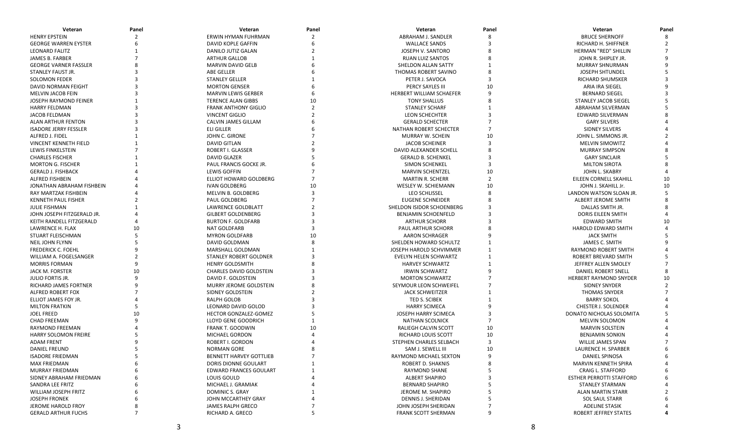| Veteran | Panel |
|---|---|
| HENRY EPSTEIN | 2 |
| GEORGE WARREN EYSTER | 6 |
| LEONARD FALITZ | 1 |
| JAMES B. FARBER | 7 |
| GEORGE VARNER FASSLER | 8 |
| STANLEY FAUST JR. | 3 |
| SOLOMON FEDER | 3 |
| DAVID NORMAN FEIGHT | 3 |
| MELVIN JACOB FEIN | 3 |
| JOSEPH RAYMOND FEINER | 1 |
| HARRY FELDMAN | 3 |
| JACOB FELDMAN | 3 |
| ALAN ARTHUR FENTON | 3 |
| ISADORE JERRY FESSLER | 3 |
| ALFRED J. FIDEL | 1 |
| VINCENT KENNETH FIELD | 1 |
| LEWIS FINKELSTEIN | 7 |
| CHARLES FISCHER | 1 |
| MORTON G. FISCHER | 1 |
| GERALD J. FISHBACK | 4 |
| ALFRED FISHBEIN | 4 |
| JONATHAN ABRAHAM FISHBEIN | 4 |
| RAY MARTZAK FISHBEIN | 4 |
| KENNETH PAUL FISHER | 2 |
| JULIE FISHMAN | 1 |
| JOHN JOSEPH FITZGERALD JR. | 4 |
| KEITH RANDELL FITZGERALD | 4 |
| LAWRENCE H. FLAX | 10 |
| STUART FLEISCHMAN | 5 |
| NEIL JOHN FLYNN | 5 |
| FREDERICK C. FOEHL | 9 |
| WILLIAM A. FOGELSANGER | 2 |
| MORRIS FORMAN | 9 |
| JACK M. FORSTER | 10 |
| JULIO FORTIS JR. | 9 |
| RICHARD JAMES FORTNER | 9 |
| ALFRED ROBERT FOX | 7 |
| ELLIOT JAMES FOY JR. | 4 |
| MILTON FRATKIN | 5 |
| JOEL FREED | 10 |
| CHAD FREEMAN | 9 |
| RAYMOND FREEMAN | 4 |
| HARRY SOLOMON FREIRE | 5 |
| ADAM FRENT | 9 |
| DANIEL FREUND | 5 |
| ISADORE FRIEDMAN | 5 |
| MAX FRIEDMAN | 6 |
| MURRAY FRIEDMAN | 6 |
| SIDNEY ABRAHAM FRIEDMAN | 6 |
| SANDRA LEE FRITZ | 6 |
| WILLIAM JOSEPH FRITZ | 6 |
| JOSEPH FRONEK | 6 |
| JEROME HAROLD FROY | 8 |
| GERALD ARTHUR FUCHS | 7 |
| ERWIN HYMAN FUHRMAN | 2 |
| DAVID KOPLE GAFFIN | 6 |
| DANILO JUTIZ GALAN | 2 |
| ARTHUR GALLOB | 1 |
| MARVIN DAVID GELB | 6 |
| ABE GELLER | 6 |
| STANLEY GELLER | 1 |
| MORTON GENSER | 6 |
| MARVIN LEWIS GERBER | 6 |
| TERENCE ALAN GIBBS | 10 |
| FRANK ANTHONY GIGLIO | 2 |
| VINCENT GIGLIO | 2 |
| CALVIN JAMES GILLAM | 6 |
| ELI GILLER | 6 |
| JOHN C. GIRONE | 7 |
| DAVID GITLAN | 2 |
| ROBERT I. GLASSER | 9 |
| DAVID GLAZER | 5 |
| PAUL FRANCIS GOCKE JR. | 6 |
| LEWIS GOFFIN | 7 |
| ELLIOT HOWARD GOLDBERG | 7 |
| IVAN GOLDBERG | 10 |
| MELVIN B. GOLDBERG | 3 |
| PAUL GOLDBERG | 7 |
| LAWRENCE GOLDBLATT | 2 |
| GILBERT GOLDENBERG | 3 |
| BURTON F. GOLDFARB | 3 |
| NAT GOLDFARB | 3 |
| MYRON GOLDFARB | 10 |
| DAVID GOLDMAN | 8 |
| MARSHALL GOLDMAN | 1 |
| STANLEY ROBERT GOLDNER | 3 |
| HENRY GOLDSMITH | 8 |
| CHARLES DAVID GOLDSTEIN | 3 |
| DAVID F. GOLDSTEIN | 3 |
| MURRY JEROME GOLDSTEIN | 8 |
| SIDNEY GOLDSTEIN | 2 |
| RALPH GOLOB | 3 |
| LEONARD DAVID GOLOD | 3 |
| HECTOR GONZALEZ-GOMEZ | 5 |
| LLOYD GENE GOODRICH | 1 |
| FRANK T. GOODWIN | 10 |
| MICHAEL GORDON | 4 |
| ROBERT I. GORDON | 4 |
| NORMAN GORE | 8 |
| BENNETT HARVEY GOTTLIEB | 7 |
| DORIS DIONNE GOULART | 1 |
| EDWARD FRANCES GOULART | 1 |
| LOUIS GOULD | 4 |
| MICHAEL J. GRAMIAK | 4 |
| DOMINIC S. GRAY | 1 |
| JOHN MCCARTHEY GRAY | 4 |
| JAMES RALPH GRECO | 7 |
| RICHARD A. GRECO | 5 |
| ABRAHAM J. SANDLER | 8 |
| WALLACE SANDS | 3 |
| JOSEPH V. SANTORO | 8 |
| RUAN LUIZ SANTOS | 8 |
| SHELDON ALLAN SATTY | 1 |
| THOMAS ROBERT SAVINO | 8 |
| PETER J. SAVOCA | 3 |
| PERCY SAYLES III | 10 |
| HERBERT WILLIAM SCHAEFER | 9 |
| TONY SHALLUS | 8 |
| STANLEY SCHARF | 1 |
| LEON SCHECHTER | 3 |
| GERALD SCHECTER | 7 |
| NATHAN ROBERT SCHECTER | 7 |
| MURRAY W. SCHEIN | 10 |
| JACOB SCHEINER | 3 |
| DAVID ALEXANDER SCHELL | 8 |
| GERALD B. SCHENKEL | 3 |
| SIMON SCHENKEL | 3 |
| MARVIN SCHENTZEL | 10 |
| MARTIN R. SCHERR | 2 |
| WESLEY W. SCHIEMANN | 10 |
| LEO SCHLISSEL | 8 |
| EUGENE SCHNEIDER | 8 |
| SHELDON ISIDOR SCHOENBERG | 3 |
| BENJAMIN SCHOENFELD | 3 |
| ARTHUR SCHORR | 3 |
| PAUL ARTHUR SCHORR | 8 |
| AARON SCHRAGER | 9 |
| SHELDEN HOWARD SCHULTZ | 1 |
| JOSEPH HAROLD SCHVIMMER | 1 |
| EVELYN HELEN SCHWARTZ | 1 |
| HARVEY SCHWARTZ | 1 |
| IRWIN SCHWARTZ | 9 |
| MORTON SCHWARTZ | 7 |
| SEYMOUR LEON SCHWEIFEL | 7 |
| JACK SCHWEITZER | 1 |
| TED S. SCIBEK | 1 |
| HARRY SCIMECA | 9 |
| JOSEPH HARRY SCIMECA | 3 |
| NATHAN SCOLNICK | 7 |
| RALIEGH CALVIN SCOTT | 10 |
| RICHARD LOUIS SCOTT | 10 |
| STEPHEN CHARLES SELBACH | 3 |
| SAM J. SEWELL III | 10 |
| RAYMOND MICHAEL SEXTON | 9 |
| ROBERT D. SHAKNIS | 8 |
| RAYMOND SHANE | 5 |
| ALBERT SHAPIRO | 3 |
| BERNARD SHAPIRO | 5 |
| JEROME M. SHAPIRO | 5 |
| DENNIS J. SHERIDAN | 5 |
| JOHN JOSEPH SHERIDAN | 7 |
| FRANK SCOTT SHERMAN | 9 |
| BRUCE SHERNOFF | 8 |
| RICHARD H. SHIFFNER | 2 |
| HERMAN "RED" SHILLIN | 7 |
| JOHN R. SHIPLEY JR. | 9 |
| MURRAY SHNURMAN | 9 |
| JOSEPH SHTUNDEL | 5 |
| RICHARD SHUMSKER | 3 |
| ARIA IRA SIEGEL | 9 |
| BERNARD SIEGEL | 3 |
| STANLEY JACOB SIEGEL | 5 |
| ABRAHAM SILVERMAN | 5 |
| EDWARD SILVERMAN | 8 |
| GARY SILVERS | 4 |
| SIDNEY SILVERS | 4 |
| JOHN L. SIMMONS JR. | 2 |
| MELVIN SIMOWITZ | 4 |
| MURRAY SIMPSON | 8 |
| GARY SINCLAIR | 5 |
| MILTON SIROTA | 8 |
| JOHN L. SKABRY | 4 |
| EILEEN CORNELL SKAHILL | 10 |
| JOHN J. SKAHILL Jr. | 10 |
| LANDON WATSON SLOAN JR. | 5 |
| ALBERT JEROME SMITH | 8 |
| DALLAS SMITH JR. | 8 |
| DORIS EILEEN SMITH | 4 |
| EDWARD SMITH | 10 |
| HAROLD EDWARD SMITH | 4 |
| JACK SMITH | 5 |
| JAMES C. SMITH | 9 |
| RAYMOND ROBERT SMITH | 4 |
| ROBERT BREVARD SMITH | 5 |
| JEFFREY ALLEN SMOLEY | 7 |
| DANIEL ROBERT SNELL | 8 |
| HERBERT RAYMOND SNYDER | 10 |
| SIDNEY SNYDER | 2 |
| THOMAS SNYDER | 7 |
| BARRY SOKOL | 4 |
| CHESTER J. SOLENDER | 4 |
| DONATO NICHOLAS SOLOMITA | 5 |
| MELVIN SOLOMON | 4 |
| MARVIN SOLSTEIN | 4 |
| BENJAMIN SONKIN | 4 |
| WILLIE JAMES SPAN | 7 |
| LAURENCE H. SPARBER | 6 |
| DANIEL SPINOSA | 6 |
| MARVIN KENNETH SPIRA | 4 |
| CRAIG L. STAFFORD | 6 |
| ESTHER PERROTTI STAFFORD | 6 |
| STANLEY STARMAN | 4 |
| ALAN MARTIN STARR | 2 |
| SOL SAUL STARR | 6 |
| ADELINE STASIK | 4 |
| ROBERT JEFFREY STATES | **4** |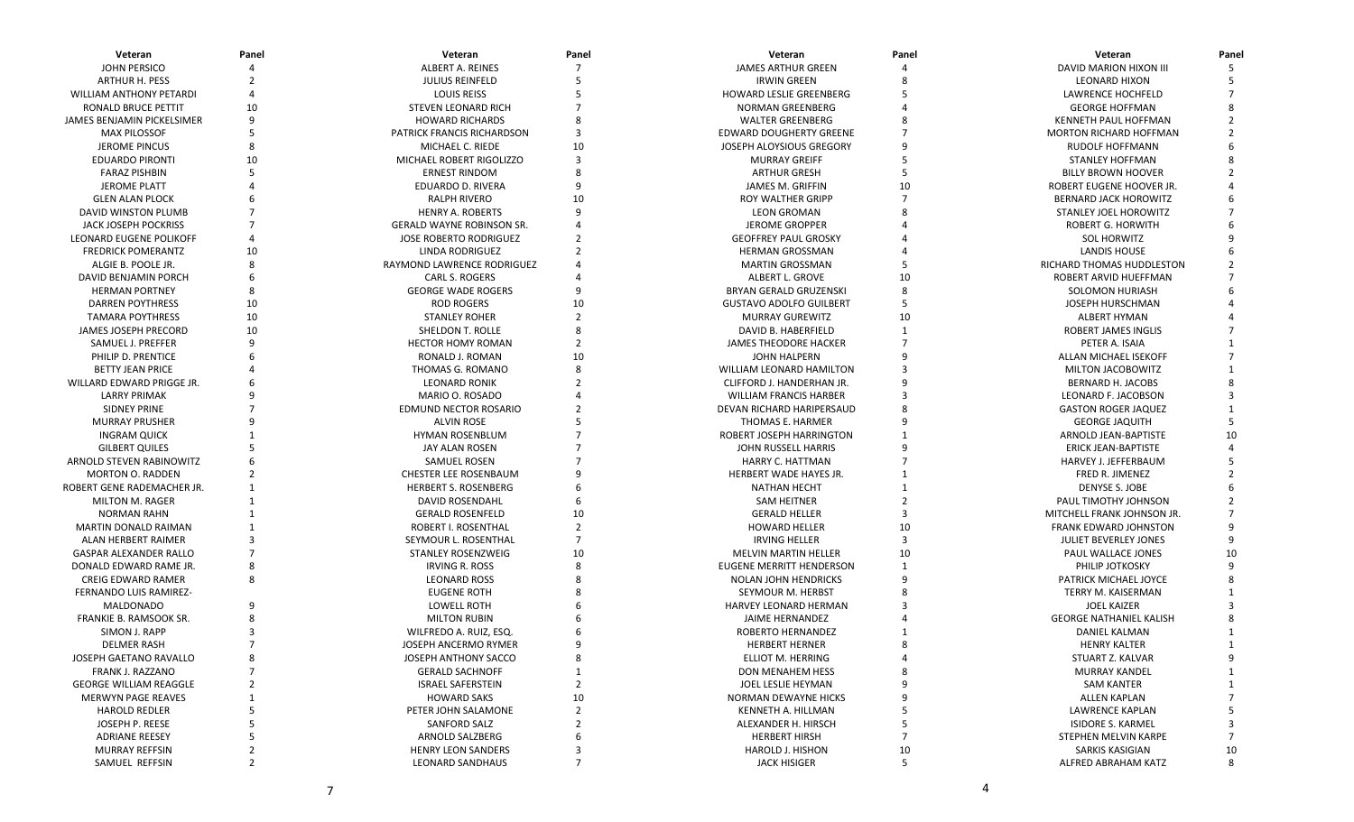| Veteran | Panel |
|---|---|
| JOHN PERSICO | 4 |
| ARTHUR H. PESS | 2 |
| WILLIAM ANTHONY PETARDI | 4 |
| RONALD BRUCE PETTIT | 10 |
| JAMES BENJAMIN PICKELSIMER | 9 |
| MAX PILOSSOF | 5 |
| JEROME PINCUS | 8 |
| EDUARDO PIRONTI | 10 |
| FARAZ PISHBIN | 5 |
| JEROME PLATT | 4 |
| GLEN ALAN PLOCK | 6 |
| DAVID WINSTON PLUMB | 7 |
| JACK JOSEPH POCKRISS | 7 |
| LEONARD EUGENE POLIKOFF | 4 |
| FREDRICK POMERANTZ | 10 |
| ALGIE B. POOLE JR. | 8 |
| DAVID BENJAMIN PORCH | 6 |
| HERMAN PORTNEY | 8 |
| DARREN POYTHRESS | 10 |
| TAMARA POYTHRESS | 10 |
| JAMES JOSEPH PRECORD | 10 |
| SAMUEL J. PREFFER | 9 |
| PHILIP D. PRENTICE | 6 |
| BETTY JEAN PRICE | 4 |
| WILLARD EDWARD PRIGGE JR. | 6 |
| LARRY PRIMAK | 9 |
| SIDNEY PRINE | 7 |
| MURRAY PRUSHER | 9 |
| INGRAM QUICK | 1 |
| GILBERT QUILES | 5 |
| ARNOLD STEVEN RABINOWITZ | 6 |
| MORTON O. RADDEN | 2 |
| ROBERT GENE RADEMACHER JR. | 1 |
| MILTON M. RAGER | 1 |
| NORMAN RAHN | 1 |
| MARTIN DONALD RAIMAN | 1 |
| ALAN HERBERT RAIMER | 3 |
| GASPAR ALEXANDER RALLO | 7 |
| DONALD EDWARD RAME JR. | 8 |
| CREIG EDWARD RAMER | 8 |
| FERNANDO LUIS RAMIREZ-MALDONADO | 9 |
| FRANKIE B. RAMSOOK SR. | 8 |
| SIMON J. RAPP | 3 |
| DELMER RASH | 7 |
| JOSEPH GAETANO RAVALLO | 8 |
| FRANK J. RAZZANO | 7 |
| GEORGE WILLIAM REAGGLE | 2 |
| MERWYN PAGE REAVES | 1 |
| HAROLD REDLER | 5 |
| JOSEPH P. REESE | 5 |
| ADRIANE REESEY | 5 |
| MURRAY REFFSIN | 2 |
| SAMUEL REFFSIN | 2 |

| Veteran | Panel |
|---|---|
| ALBERT A. REINES | 7 |
| JULIUS REINFELD | 5 |
| LOUIS REISS | 5 |
| STEVEN LEONARD RICH | 7 |
| HOWARD RICHARDS | 8 |
| PATRICK FRANCIS RICHARDSON | 3 |
| MICHAEL C. RIEDE | 10 |
| MICHAEL ROBERT RIGOLIZZO | 3 |
| ERNEST RINDOM | 8 |
| EDUARDO D. RIVERA | 9 |
| RALPH RIVERO | 10 |
| HENRY A. ROBERTS | 9 |
| GERALD WAYNE ROBINSON SR. | 4 |
| JOSE ROBERTO RODRIGUEZ | 2 |
| LINDA RODRIGUEZ | 2 |
| RAYMOND LAWRENCE RODRIGUEZ | 4 |
| CARL S. ROGERS | 4 |
| GEORGE WADE ROGERS | 9 |
| ROD ROGERS | 10 |
| STANLEY ROHER | 2 |
| SHELDON T. ROLLE | 8 |
| HECTOR HOMY ROMAN | 2 |
| RONALD J. ROMAN | 10 |
| THOMAS G. ROMANO | 8 |
| LEONARD RONIK | 2 |
| MARIO O. ROSADO | 4 |
| EDMUND NECTOR ROSARIO | 2 |
| ALVIN ROSE | 5 |
| HYMAN ROSENBLUM | 7 |
| JAY ALAN ROSEN | 7 |
| SAMUEL ROSEN | 7 |
| CHESTER LEE ROSENBAUM | 9 |
| HERBERT S. ROSENBERG | 6 |
| DAVID ROSENDAHL | 6 |
| GERALD ROSENFELD | 10 |
| ROBERT I. ROSENTHAL | 2 |
| SEYMOUR L. ROSENTHAL | 7 |
| STANLEY ROSENZWEIG | 10 |
| IRVING R. ROSS | 8 |
| LEONARD ROSS | 8 |
| EUGENE ROTH | 8 |
| LOWELL ROTH | 6 |
| MILTON RUBIN | 6 |
| WILFREDO A. RUIZ, ESQ. | 6 |
| JOSEPH ANCERMO RYMER | 9 |
| JOSEPH ANTHONY SACCO | 8 |
| GERALD SACHNOFF | 1 |
| ISRAEL SAFERSTEIN | 2 |
| HOWARD SAKS | 10 |
| PETER JOHN SALAMONE | 2 |
| SANFORD SALZ | 2 |
| ARNOLD SALZBERG | 6 |
| HENRY LEON SANDERS | 3 |
| LEONARD SANDHAUS | 7 |

| Veteran | Panel |
|---|---|
| JAMES ARTHUR GREEN | 4 |
| IRWIN GREEN | 8 |
| HOWARD LESLIE GREENBERG | 5 |
| NORMAN GREENBERG | 4 |
| WALTER GREENBERG | 8 |
| EDWARD DOUGHERTY GREENE | 7 |
| JOSEPH ALOYSIOUS GREGORY | 9 |
| MURRAY GREIFF | 5 |
| ARTHUR GRESH | 5 |
| JAMES M. GRIFFIN | 10 |
| ROY WALTHER GRIPP | 7 |
| LEON GROMAN | 8 |
| JEROME GROPPER | 4 |
| GEOFFREY PAUL GROSKY | 4 |
| HERMAN GROSSMAN | 4 |
| MARTIN GROSSMAN | 5 |
| ALBERT L. GROVE | 10 |
| BRYAN GERALD GRUZENSKI | 8 |
| GUSTAVO ADOLFO GUILBERT | 5 |
| MURRAY GUREWITZ | 10 |
| DAVID B. HABERFIELD | 1 |
| JAMES THEODORE HACKER | 7 |
| JOHN HALPERN | 9 |
| WILLIAM LEONARD HAMILTON | 3 |
| CLIFFORD J. HANDERHAN JR. | 9 |
| WILLIAM FRANCIS HARBER | 3 |
| DEVAN RICHARD HARIPERSAUD | 8 |
| THOMAS E. HARMER | 9 |
| ROBERT JOSEPH HARRINGTON | 1 |
| JOHN RUSSELL HARRIS | 9 |
| HARRY C. HATTMAN | 7 |
| HERBERT WADE HAYES JR. | 1 |
| NATHAN HECHT | 1 |
| SAM HEITNER | 2 |
| GERALD HELLER | 3 |
| HOWARD HELLER | 10 |
| IRVING HELLER | 3 |
| MELVIN MARTIN HELLER | 10 |
| EUGENE MERRITT HENDERSON | 1 |
| NOLAN JOHN HENDRICKS | 9 |
| SEYMOUR M. HERBST | 8 |
| HARVEY LEONARD HERMAN | 3 |
| JAIME HERNANDEZ | 4 |
| ROBERTO HERNANDEZ | 1 |
| HERBERT HERNER | 8 |
| ELLIOT M. HERRING | 4 |
| DON MENAHEM HESS | 8 |
| JOEL LESLIE HEYMAN | 9 |
| NORMAN DEWAYNE HICKS | 9 |
| KENNETH A. HILLMAN | 5 |
| ALEXANDER H. HIRSCH | 5 |
| HERBERT HIRSH | 7 |
| HAROLD J. HISHON | 10 |
| JACK HISIGER | 5 |

| Veteran | Panel |
|---|---|
| DAVID MARION HIXON III | 5 |
| LEONARD HIXON | 5 |
| LAWRENCE HOCHFELD | 7 |
| GEORGE HOFFMAN | 8 |
| KENNETH PAUL HOFFMAN | 2 |
| MORTON RICHARD HOFFMAN | 2 |
| RUDOLF HOFFMANN | 6 |
| STANLEY HOFFMAN | 8 |
| BILLY BROWN HOOVER | 2 |
| ROBERT EUGENE HOOVER JR. | 4 |
| BERNARD JACK HOROWITZ | 6 |
| STANLEY JOEL HOROWITZ | 7 |
| ROBERT G. HORWITH | 6 |
| SOL HORWITZ | 9 |
| LANDIS HOUSE | 6 |
| RICHARD THOMAS HUDDLESTON | 2 |
| ROBERT ARVID HUEFFMAN | 7 |
| SOLOMON HURIASH | 6 |
| JOSEPH HURSCHMAN | 4 |
| ALBERT HYMAN | 4 |
| ROBERT JAMES INGLIS | 7 |
| PETER A. ISAIA | 1 |
| ALLAN MICHAEL ISEKOFF | 7 |
| MILTON JACOBOWITZ | 1 |
| BERNARD H. JACOBS | 8 |
| LEONARD F. JACOBSON | 3 |
| GASTON ROGER JAQUEZ | 1 |
| GEORGE JAQUITH | 5 |
| ARNOLD JEAN-BAPTISTE | 10 |
| ERICK JEAN-BAPTISTE | 4 |
| HARVEY J. JEFFERBAUM | 5 |
| FRED R. JIMENEZ | 2 |
| DENYSE S. JOBE | 6 |
| PAUL TIMOTHY JOHNSON | 2 |
| MITCHELL FRANK JOHNSON JR. | 7 |
| FRANK EDWARD JOHNSTON | 9 |
| JULIET BEVERLEY JONES | 9 |
| PAUL WALLACE JONES | 10 |
| PHILIP JOTKOSKY | 9 |
| PATRICK MICHAEL JOYCE | 8 |
| TERRY M. KAISERMAN | 1 |
| JOEL KAIZER | 3 |
| GEORGE NATHANIEL KALISH | 8 |
| DANIEL KALMAN | 1 |
| HENRY KALTER | 1 |
| STUART Z. KALVAR | 9 |
| MURRAY KANDEL | 1 |
| SAM KANTER | 1 |
| ALLEN KAPLAN | 7 |
| LAWRENCE KAPLAN | 5 |
| ISIDORE S. KARMEL | 3 |
| STEPHEN MELVIN KARPE | 7 |
| SARKIS KASIGIAN | 10 |
| ALFRED ABRAHAM KATZ | 8 |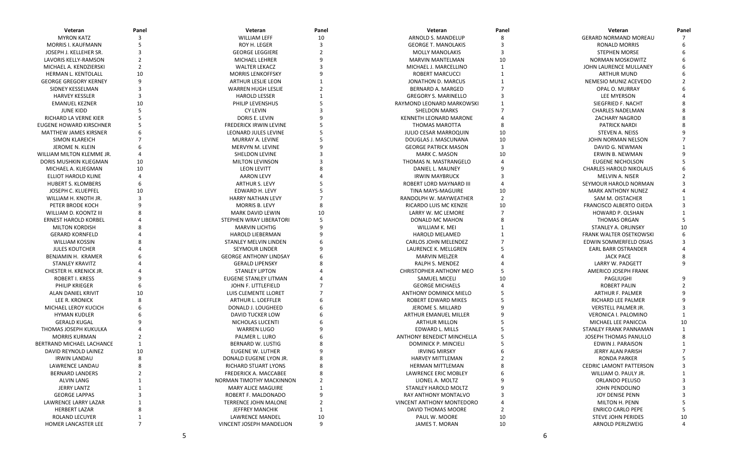| Veteran | Panel |
|---|---|
| MYRON KATZ | 3 |
| MORRIS I. KAUFMANN | 5 |
| JOSEPH J. KELLEHER SR. | 3 |
| LAVORIS KELLY-RAMSON | 2 |
| MICHAEL A. KENDZIERSKI | 2 |
| HERMAN L. KENTOLALL | 10 |
| GEORGE GREGORY KERNEY | 9 |
| SIDNEY KESSELMAN | 3 |
| HARVEY KESSLER | 3 |
| EMANUEL KEZNER | 10 |
| JUNE KIDD | 5 |
| RICHARD LA VERNE KIER | 5 |
| EUGENE HOWARD KIRSCHNER | 5 |
| MATTHEW JAMES KIRSNER | 6 |
| SIMON KLAREICH | 7 |
| JEROME N. KLEIN | 6 |
| WILLIAM MILTON KLEMME JR. | 4 |
| DORIS MUSHKIN KLIEGMAN | 10 |
| MICHAEL A. KLIEGMAN | 10 |
| ELLIOT HAROLD KLINE | 4 |
| HUBERT S. KLOMBERS | 6 |
| JOSEPH C. KLUEPFEL | 10 |
| WILLIAM H. KNOTH JR. | 3 |
| PETER BRODE KOCH | 9 |
| WILLIAM D. KOONTZ III | 8 |
| ERNEST HAROLD KORBEL | 4 |
| MILTON KORDISH | 8 |
| GERARD KORNFELD | 4 |
| WILLIAM KOSSIN | 8 |
| JULES KOUTCHER | 4 |
| BENJAMIN H. KRAMER | 6 |
| STANLEY KRAVITZ | 4 |
| CHESTER H. KRENICK JR. | 4 |
| ROBERT I. KRESS | 9 |
| PHILIP KRIEGER | 6 |
| ALAN DANIEL KRIVIT | 10 |
| LEE R. KRONICK | 8 |
| MICHAEL LEROY KUCICH | 6 |
| HYMAN KUDLER | 6 |
| GERALD KUGAL | 9 |
| THOMAS JOSEPH KUKULKA | 4 |
| MORRIS KURMAN | 2 |
| BERTRAND MICHAEL LACHANCE | 1 |
| DAVID REYNOLD LAINEZ | 10 |
| IRWIN LANDAU | 8 |
| LAWRENCE LANDAU | 8 |
| BERNARD LANDERS | 2 |
| ALVIN LANG | 1 |
| JERRY LANTZ | 1 |
| GEORGE LAPPAS | 3 |
| LAWRENCE LARRY LAZAR | 1 |
| HERBERT LAZAR | 8 |
| ROLAND LECUYER | 1 |
| HOMER LANCASTER LEE | 7 |

| Veteran | Panel |
|---|---|
| WILLIAM LEFF | 10 |
| ROY H. LEGER | 3 |
| GEORGE LEGGIERE | 2 |
| MICHAEL LEHRER | 9 |
| WALTER LEKACZ | 3 |
| MORRIS LENKOFFSKY | 9 |
| ARTHUR LESLIE LEON | 1 |
| WARREN HUGH LESLIE | 2 |
| HAROLD LESSER | 1 |
| PHILIP LEVENSHUS | 5 |
| CY LEVIN | 3 |
| DORIS E. LEVIN | 9 |
| FREDERICK IRWIN LEVINE | 5 |
| LEONARD JULES LEVINE | 5 |
| MURRAY A. LEVINE | 5 |
| MERVYN M. LEVINE | 9 |
| SHELDON LEVINE | 3 |
| MILTON LEVINSON | 3 |
| LEON LEVITT | 8 |
| AARON LEVY | 4 |
| ARTHUR S. LEVY | 5 |
| EDWARD H. LEVY | 5 |
| HARRY NATHAN LEVY | 7 |
| MORRIS B. LEVY | 8 |
| MARK DAVID LEWIN | 10 |
| STEPHEN WRAY LIBERATORI | 5 |
| MARVIN LICHTIG | 9 |
| HAROLD LIEBERMAN | 9 |
| STANLEY MELVIN LINDEN | 6 |
| SEYMOUR LINDER | 9 |
| GEORGE ANTHONY LINDSAY | 6 |
| GERALD LIPENSKY | 8 |
| STANLEY LIPTON | 4 |
| EUGENE STANLEY LITMAN | 4 |
| JOHN F. LITTLEFIELD | 7 |
| LUIS CLEMENTE LLORET | 7 |
| ARTHUR L. LOEFFLER | 6 |
| DONALD J. LOUGHEED | 6 |
| DAVID TUCKER LOW | 6 |
| NICHOLAS LUCENTI | 6 |
| WARREN LUGO | 9 |
| PALMER L. LURO | 6 |
| BERNARD W. LUSTIG | 8 |
| EUGENE W. LUTHER | 9 |
| DONALD EUGENE LYON JR. | 8 |
| RICHARD STUART LYONS | 8 |
| FREDERICK A. MACCABEE | 8 |
| NORMAN TIMOTHY MACKINNON | 2 |
| MARY ALICE MAGUIRE | 1 |
| ROBERT F. MALDONADO | 9 |
| TERRENCE JOHN MALONE | 2 |
| JEFFREY MANCHIK | 1 |
| LAWRENCE MANDEL | 10 |
| VINCENT JOSEPH MANDELION | 9 |

| Veteran | Panel |
|---|---|
| ARNOLD S. MANDELUP | 8 |
| GEORGE T. MANOLAKIS | 3 |
| MOLLY MANOLAKIS | 3 |
| MARVIN MANTELMAN | 10 |
| MICHAEL J. MARCELLINO | 1 |
| ROBERT MARCUCCI | 1 |
| JONATHON D. MARCUS | 1 |
| BERNARD A. MARGED | 7 |
| GREGORY S. MARINELLO | 3 |
| RAYMOND LEONARD MARKOWSKI | 1 |
| SHELDON MARKS | 7 |
| KENNETH LEONARD MARONE | 4 |
| THOMAS MAROTTA | 8 |
| JULIO CESAR MARROQUIN | 10 |
| DOUGLAS J. MASCUNANA | 10 |
| GEORGE PATRICK MASON | 3 |
| MARK C. MASON | 10 |
| THOMAS N. MASTRANGELO | 4 |
| DANIEL L. MAUNEY | 9 |
| IRWIN MAYBRUCK | 3 |
| ROBERT LORD MAYNARD III | 4 |
| TINA MAYS-MAGUIRE | 10 |
| RANDOLPH W. MAYWEATHER | 2 |
| RICARDO LUIS MC KENZIE | 10 |
| LARRY W. MC LEMORE | 7 |
| DONALD MC MAHON | 8 |
| WILLIAM K. MEI | 1 |
| HAROLD MELAMED | 1 |
| CARLOS JOHN MELENDEZ | 7 |
| LAURENCE K. MELLGREN | 5 |
| MARVIN MELZER | 4 |
| RALPH S. MENDEZ | 4 |
| CHRISTOPHER ANTHONY MEO | 5 |
| SAMUEL MICELI | 10 |
| GEORGE MICHAELS | 4 |
| ANTHONY DOMINICK MIELO | 5 |
| ROBERT EDWARD MIKES | 5 |
| JEROME S. MILLARD | 9 |
| ARTHUR EMANUEL MILLER | 9 |
| ARTHUR MILLON | 5 |
| EDWARD L. MILLS | 5 |
| ANTHONY BENEDICT MINCHELLA | 5 |
| DOMINICK P. MINCIELI | 5 |
| IRVING MIRSKY | 6 |
| HARVEY MITTLEMAN | 2 |
| HERMAN MITTLEMAN | 8 |
| LAWRENCE ERIC MOBLEY | 6 |
| LIONEL A. MOLTZ | 9 |
| STANLEY HAROLD MOLTZ | 9 |
| RAY ANTHONY MONTALVO | 3 |
| VINCENT ANTHONY MONTEDORO | 4 |
| DAVID THOMAS MOORE | 2 |
| PAUL W. MOORE | 10 |
| JAMES T. MORAN | 10 |

| Veteran | Panel |
|---|---|
| GERARD NORMAND MOREAU | 7 |
| RONALD MORRIS | 6 |
| STEPHEN MORSE | 6 |
| NORMAN MOSKOWITZ | 6 |
| JOHN LAURENCE MULLANEY | 6 |
| ARTHUR MUND | 6 |
| NEMESIO MUNIZ ACEVEDO | 2 |
| OPAL O. MURRAY | 6 |
| LEE MYERSON | 4 |
| SIEGFRIED F. NACHT | 8 |
| CHARLES NADELMAN | 8 |
| ZACHARY NAGROD | 8 |
| PATRICK NARDI | 8 |
| STEVEN A. NEISS | 9 |
| JOHN NORMAN NELSON | 7 |
| DAVID G. NEWMAN | 1 |
| ERWIN B. NEWMAN | 9 |
| EUGENE NICHOLSON | 5 |
| CHARLES HAROLD NIKOLAUS | 6 |
| MELVIN A. NISER | 2 |
| SEYMOUR HAROLD NORMAN | 3 |
| MARK ANTHONY NUNEZ | 4 |
| SAM M. OISTACHER | 1 |
| FRANCISCO ALBERTO OJEDA | 3 |
| HOWARD P. OLSHAN | 1 |
| THOMAS ORGAN | 5 |
| STANLEY A. ORLINSKY | 10 |
| FRANK WALTER OSETKOWSKI | 6 |
| EDWIN SOMMERFELD OSIAS | 3 |
| EARL BARR OSTRANDER | 4 |
| JACK PACE | 8 |
| LARRY W. PADGETT | 9 |
| AMERICO JOSEPH FRANK PAGLIUGHI | 9 |
| ROBERT PALIN | 2 |
| ARTHUR F. PALMER | 9 |
| RICHARD LEE PALMER | 9 |
| VERSTELL PALMER JR. | 3 |
| VERONICA I. PALOMINO | 1 |
| MICHAEL LEE PANICCIA | 10 |
| STANLEY FRANK PANNAMAN | 1 |
| JOSEPH THOMAS PANULLO | 8 |
| EDWIN J. PARAISON | 1 |
| JERRY ALAN PARISH | 7 |
| RONDA PARKER | 5 |
| CEDRIC LAMONT PATTERSON | 3 |
| WILLIAM O. PAULY JR. | 1 |
| ORLANDO PELUSO | 3 |
| JOHN PENDOLINO | 3 |
| JOY DENISE PENN | 3 |
| MILTON H. PENN | 5 |
| ENRICO CARLO PEPE | 5 |
| STEVE JOHN PERIDES | 10 |
| ARNOLD PERLZWEIG | 4 |